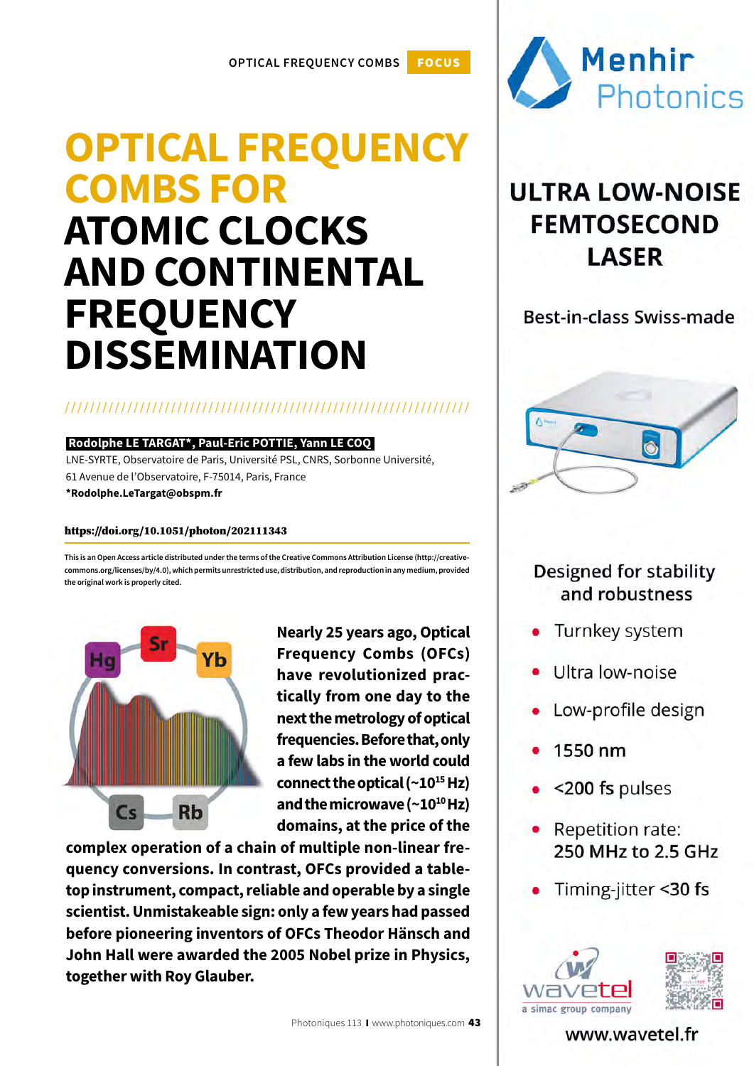# OPTICAL FREQUENCY COMBS FOR ATOMIC CLOCKS AND CONTINENTAL FREQUENCY DISSEMINATION

**Rodolphe LE TARGAT\*, Paul-Eric POTTIE, Yann LE COQ**

LNE-SYRTE, Observatoire de Paris, Université PSL, CNRS, Sorbonne Université, 61 Avenue de l'Observatoire, F-75014, Paris, France

**\*Rodolphe.LeTargat@obspm.fr**

**https://doi.org/10.1051/photon/202111343**

This is an Open Access article distributed under the terms of the Creative Commons Attribution License (http://creativecommons.org/licenses/by/4.0), which permits unrestricted use, distribution, and reproduction in any medium, provided the original work is properly cited.

**Nearly 25 years ago, Optical Frequency Combs (OFCs) have revolutionized practically from one day to the next the metrology of optical frequencies. Before that, only a few labs in the world could connect the optical (~$10^{15}$ Hz) and the microwave (~$10^{10}$ Hz) domains, at the price of the complex operation of a chain of multiple non-linear frequency conversions. In contrast, OFCs provided a table-top instrument, compact, reliable and operable by a single scientist. Unmistakeable sign: only a few years had passed before pioneering inventors of OFCs Theodor Hänsch and John Hall were awarded the 2005 Nobel prize in Physics, together with Roy Glauber.**

---

**Menhir Photonics**

## ULTRA LOW-NOISE FEMTOSECOND LASER

Best-in-class Swiss-made

Designed for stability and robustness

- Turnkey system
- Ultra low-noise
- Low-profile design
- 1550 nm
- <200 fs pulses
- Repetition rate: 250 MHz to 2.5 GHz
- Timing-jitter <30 fs

wavetel – a simac group company

www.wavetel.fr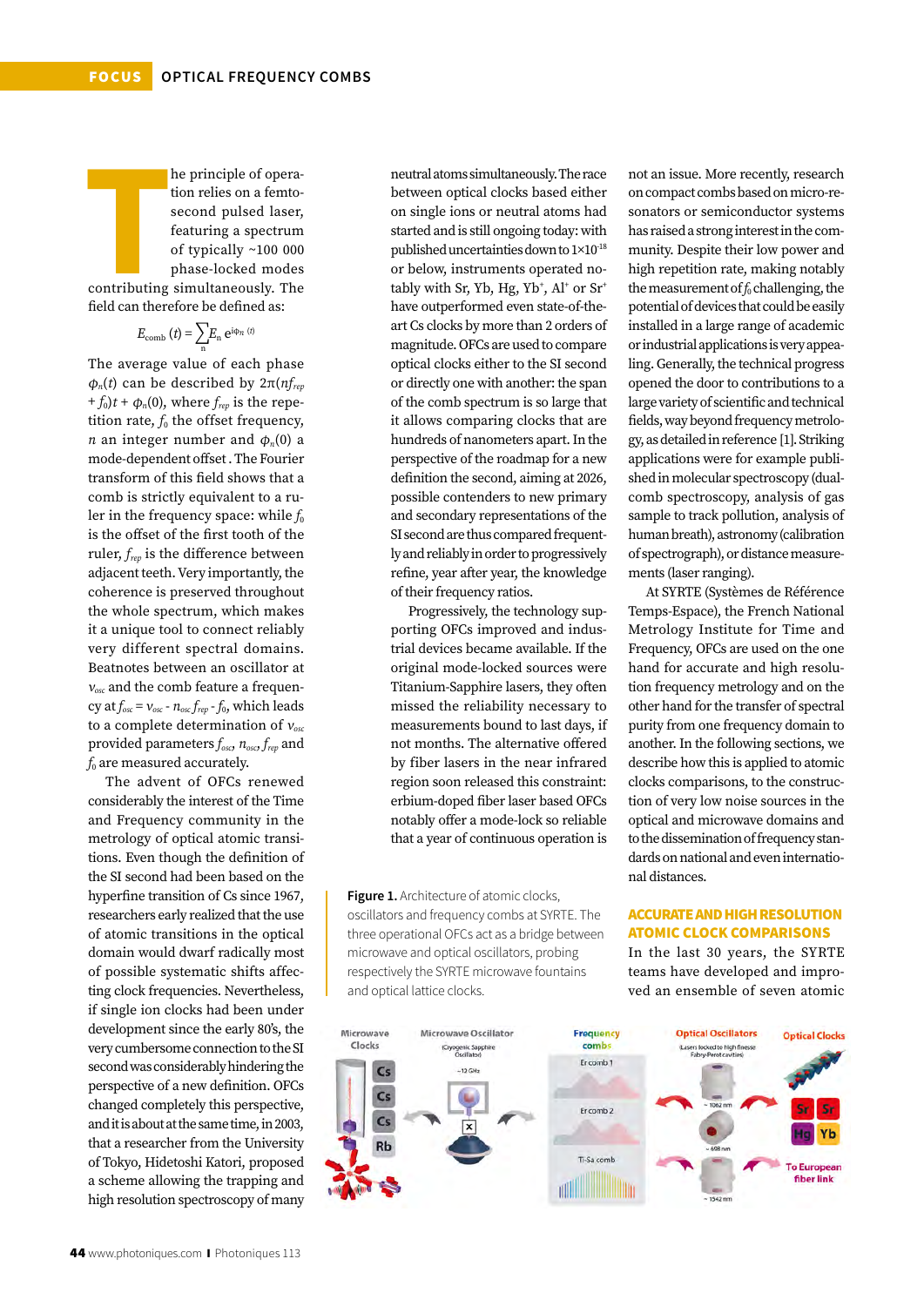The principle of operation relies on a femtosecond pulsed laser, featuring a spectrum of typically ~100 000 phase-locked modes contributing simultaneously. The field can therefore be defined as:

$$E_{comb}(t) = \sum_n E_n \, e^{i\varphi_n(t)}$$

The average value of each phase $\varphi_n(t)$ can be described by $2\pi(nf_{rep} + f_0)t + \varphi_n(0)$, where $f_{rep}$ is the repetition rate, $f_0$ the offset frequency, $n$ an integer number and $\varphi_n(0)$ a mode-dependent offset . The Fourier transform of this field shows that a comb is strictly equivalent to a ruler in the frequency space: while $f_0$ is the offset of the first tooth of the ruler, $f_{rep}$ is the difference between adjacent teeth. Very importantly, the coherence is preserved throughout the whole spectrum, which makes it a unique tool to connect reliably very different spectral domains. Beatnotes between an oscillator at $\nu_{osc}$ and the comb feature a frequency at $f_{osc} = \nu_{osc} - n_{osc} f_{rep} - f_0$, which leads to a complete determination of $\nu_{osc}$ provided parameters $f_{osc}$, $n_{osc}$, $f_{rep}$ and $f_0$ are measured accurately.

The advent of OFCs renewed considerably the interest of the Time and Frequency community in the metrology of optical atomic transitions. Even though the definition of the SI second had been based on the hyperfine transition of Cs since 1967, researchers early realized that the use of atomic transitions in the optical domain would dwarf radically most of possible systematic shifts affecting clock frequencies. Nevertheless, if single ion clocks had been under development since the early 80's, the very cumbersome connection to the SI second was considerably hindering the perspective of a new definition. OFCs changed completely this perspective, and it is about at the same time, in 2003, that a researcher from the University of Tokyo, Hidetoshi Katori, proposed a scheme allowing the trapping and high resolution spectroscopy of many neutral atoms simultaneously. The race between optical clocks based either on single ions or neutral atoms had started and is still ongoing today: with published uncertainties down to $1{\times}10^{-18}$ or below, instruments operated notably with Sr, Yb, Hg, $Yb^+$, $Al^+$ or $Sr^+$ have outperformed even state-of-the-art Cs clocks by more than 2 orders of magnitude. OFCs are used to compare optical clocks either to the SI second or directly one with another: the span of the comb spectrum is so large that it allows comparing clocks that are hundreds of nanometers apart. In the perspective of the roadmap for a new definition the second, aiming at 2026, possible contenders to new primary and secondary representations of the SI second are thus compared frequently and reliably in order to progressively refine, year after year, the knowledge of their frequency ratios.

Progressively, the technology supporting OFCs improved and industrial devices became available. If the original mode-locked sources were Titanium-Sapphire lasers, they often missed the reliability necessary to measurements bound to last days, if not months. The alternative offered by fiber lasers in the near infrared region soon released this constraint: erbium-doped fiber laser based OFCs notably offer a mode-lock so reliable that a year of continuous operation is not an issue. More recently, research on compact combs based on micro-resonators or semiconductor systems has raised a strong interest in the community. Despite their low power and high repetition rate, making notably the measurement of $f_0$ challenging, the potential of devices that could be easily installed in a large range of academic or industrial applications is very appealing. Generally, the technical progress opened the door to contributions to a large variety of scientific and technical fields, way beyond frequency metrology, as detailed in reference [1]. Striking applications were for example published in molecular spectroscopy (dual-comb spectroscopy, analysis of gas sample to track pollution, analysis of human breath), astronomy (calibration of spectrograph), or distance measurements (laser ranging).

At SYRTE (Systèmes de Référence Temps-Espace), the French National Metrology Institute for Time and Frequency, OFCs are used on the one hand for accurate and high resolution frequency metrology and on the other hand for the transfer of spectral purity from one frequency domain to another. In the following sections, we describe how this is applied to atomic clocks comparisons, to the construction of very low noise sources in the optical and microwave domains and to the dissemination of frequency standards on national and even international distances.

**Figure 1.** Architecture of atomic clocks, oscillators and frequency combs at SYRTE. The three operational OFCs act as a bridge between microwave and optical oscillators, probing respectively the SYRTE microwave fountains and optical lattice clocks.

## ACCURATE AND HIGH RESOLUTION ATOMIC CLOCK COMPARISONS

In the last 30 years, the SYRTE teams have developed and improved an ensemble of seven atomic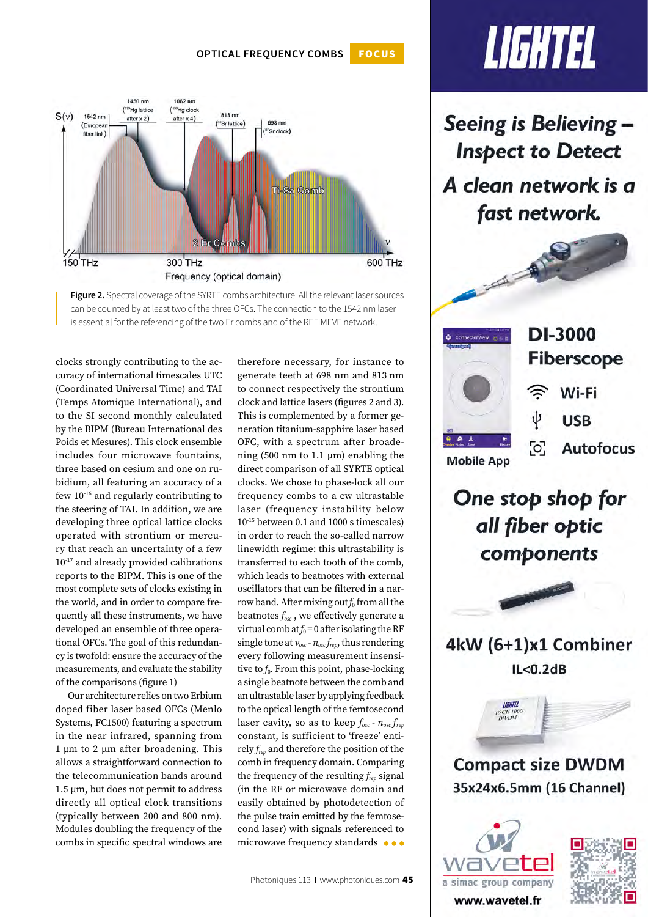**Figure 2.** Spectral coverage of the SYRTE combs architecture. All the relevant laser sources can be counted by at least two of the three OFCs. The connection to the 1542 nm laser is essential for the referencing of the two Er combs and of the REFIMEVE network.

clocks strongly contributing to the accuracy of international timescales UTC (Coordinated Universal Time) and TAI (Temps Atomique International), and to the SI second monthly calculated by the BIPM (Bureau International des Poids et Mesures). This clock ensemble includes four microwave fountains, three based on cesium and one on rubidium, all featuring an accuracy of a few $10^{-16}$ and regularly contributing to the steering of TAI. In addition, we are developing three optical lattice clocks operated with strontium or mercury that reach an uncertainty of a few $10^{-17}$ and already provided calibrations reports to the BIPM. This is one of the most complete sets of clocks existing in the world, and in order to compare frequently all these instruments, we have developed an ensemble of three operational OFCs. The goal of this redundancy is twofold: ensure the accuracy of the measurements, and evaluate the stability of the comparisons (figure 1)

Our architecture relies on two Erbium doped fiber laser based OFCs (Menlo Systems, FC1500) featuring a spectrum in the near infrared, spanning from 1 µm to 2 µm after broadening. This allows a straightforward connection to the telecommunication bands around 1.5 µm, but does not permit to address directly all optical clock transitions (typically between 200 and 800 nm). Modules doubling the frequency of the combs in specific spectral windows are therefore necessary, for instance to generate teeth at 698 nm and 813 nm to connect respectively the strontium clock and lattice lasers (figures 2 and 3). This is complemented by a former generation titanium-sapphire laser based OFC, with a spectrum after broadening (500 nm to 1.1 µm) enabling the direct comparison of all SYRTE optical clocks. We chose to phase-lock all our frequency combs to a cw ultrastable laser (frequency instability below $10^{-15}$ between 0.1 and 1000 s timescales) in order to reach the so-called narrow linewidth regime: this ultrastability is transferred to each tooth of the comb, which leads to beatnotes with external oscillators that can be filtered in a narrow band. After mixing out $f_0$ from all the beatnotes $f_{osc}$, we effectively generate a virtual comb at $f_0 = 0$ after isolating the RF single tone at $\nu_{osc} - n_{osc} f_{rep}$, thus rendering every following measurement insensitive to $f_0$. From this point, phase-locking a single beatnote between the comb and an ultrastable laser by applying feedback to the optical length of the femtosecond laser cavity, so as to keep $f_{osc} - n_{osc} f_{rep}$ constant, is sufficient to 'freeze' entirely $f_{rep}$ and therefore the position of the comb in frequency domain. Comparing the frequency of the resulting $f_{rep}$ signal (in the RF or microwave domain and easily obtained by photodetection of the pulse train emitted by the femtosecond laser) with signals referenced to microwave frequency standards • • •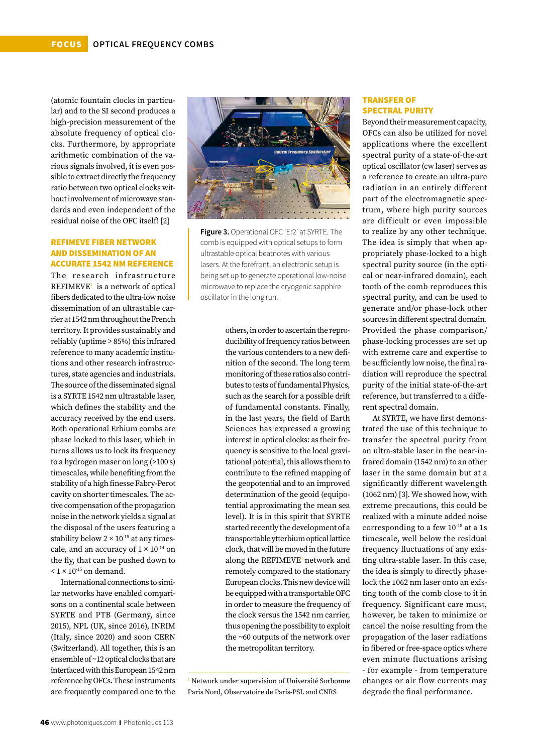(atomic fountain clocks in particular) and to the SI second produces a high-precision measurement of the absolute frequency of optical clocks. Furthermore, by appropriate arithmetic combination of the various signals involved, it is even possible to extract directly the frequency ratio between two optical clocks without involvement of microwave standards and even independent of the residual noise of the OFC itself! [2]

## REFIMEVE FIBER NETWORK AND DISSEMINATION OF AN ACCURATE 1542 NM REFERENCE

The research infrastructure REFIMEVE[1] is a network of optical fibers dedicated to the ultra-low noise dissemination of an ultrastable carrier at 1542 nm throughout the French territory. It provides sustainably and reliably (uptime > 85%) this infrared reference to many academic institutions and other research infrastructures, state agencies and industrials. The source of the disseminated signal is a SYRTE 1542 nm ultrastable laser, which defines the stability and the accuracy received by the end users. Both operational Erbium combs are phase locked to this laser, which in turns allows us to lock its frequency to a hydrogen maser on long (>100 s) timescales, while benefiting from the stability of a high finesse Fabry-Perot cavity on shorter timescales. The active compensation of the propagation noise in the network yields a signal at the disposal of the users featuring a stability below $2 \times 10^{-15}$ at any timescale, and an accuracy of $1 \times 10^{-14}$ on the fly, that can be pushed down to $< 1 \times 10^{-15}$ on demand.

International connections to similar networks have enabled comparisons on a continental scale between SYRTE and PTB (Germany, since 2015), NPL (UK, since 2016), INRIM (Italy, since 2020) and soon CERN (Switzerland). All together, this is an ensemble of ~12 optical clocks that are interfaced with this European 1542 nm reference by OFCs. These instruments are frequently compared one to the others, in order to ascertain the reproducibility of frequency ratios between the various contenders to a new definition of the second. The long term monitoring of these ratios also contributes to tests of fundamental Physics, such as the search for a possible drift of fundamental constants. Finally, in the last years, the field of Earth Sciences has expressed a growing interest in optical clocks: as their frequency is sensitive to the local gravitational potential, this allows them to contribute to the refined mapping of the geopotential and to an improved determination of the geoid (equipotential approximating the mean sea level). It is in this spirit that SYRTE started recently the development of a transportable ytterbium optical lattice clock, that will be moved in the future along the REFIMEVE[1] network and remotely compared to the stationary European clocks. This new device will be equipped with a transportable OFC in order to measure the frequency of the clock versus the 1542 nm carrier, thus opening the possibility to exploit the ~60 outputs of the network over the metropolitan territory.

**Figure 3.** Operational OFC 'Er2' at SYRTE. The comb is equipped with optical setups to form ultrastable optical beatnotes with various lasers. At the forefront, an electronic setup is being set up to generate operational low-noise microwave to replace the cryogenic sapphire oscillator in the long run.

[1] Network under supervision of Université Sorbonne Paris Nord, Observatoire de Paris-PSL and CNRS

## TRANSFER OF SPECTRAL PURITY

Beyond their measurement capacity, OFCs can also be utilized for novel applications where the excellent spectral purity of a state-of-the-art optical oscillator (cw laser) serves as a reference to create an ultra-pure radiation in an entirely different part of the electromagnetic spectrum, where high purity sources are difficult or even impossible to realize by any other technique. The idea is simply that when appropriately phase-locked to a high spectral purity source (in the optical or near-infrared domain), each tooth of the comb reproduces this spectral purity, and can be used to generate and/or phase-lock other sources in different spectral domain. Provided the phase comparison/phase-locking processes are set up with extreme care and expertise to be sufficiently low noise, the final radiation will reproduce the spectral purity of the initial state-of-the-art reference, but transferred to a different spectral domain.

At SYRTE, we have first demonstrated the use of this technique to transfer the spectral purity from an ultra-stable laser in the near-infrared domain (1542 nm) to an other laser in the same domain but at a significantly different wavelength (1062 nm) [3]. We showed how, with extreme precautions, this could be realized with a minute added noise corresponding to a few $10^{-18}$ at a 1s timescale, well below the residual frequency fluctuations of any existing ultra-stable laser. In this case, the idea is simply to directly phase-lock the 1062 nm laser onto an existing tooth of the comb close to it in frequency. Significant care must, however, be taken to minimize or cancel the noise resulting from the propagation of the laser radiations in fibered or free-space optics where even minute fluctuations arising - for example - from temperature changes or air flow currents may degrade the final performance.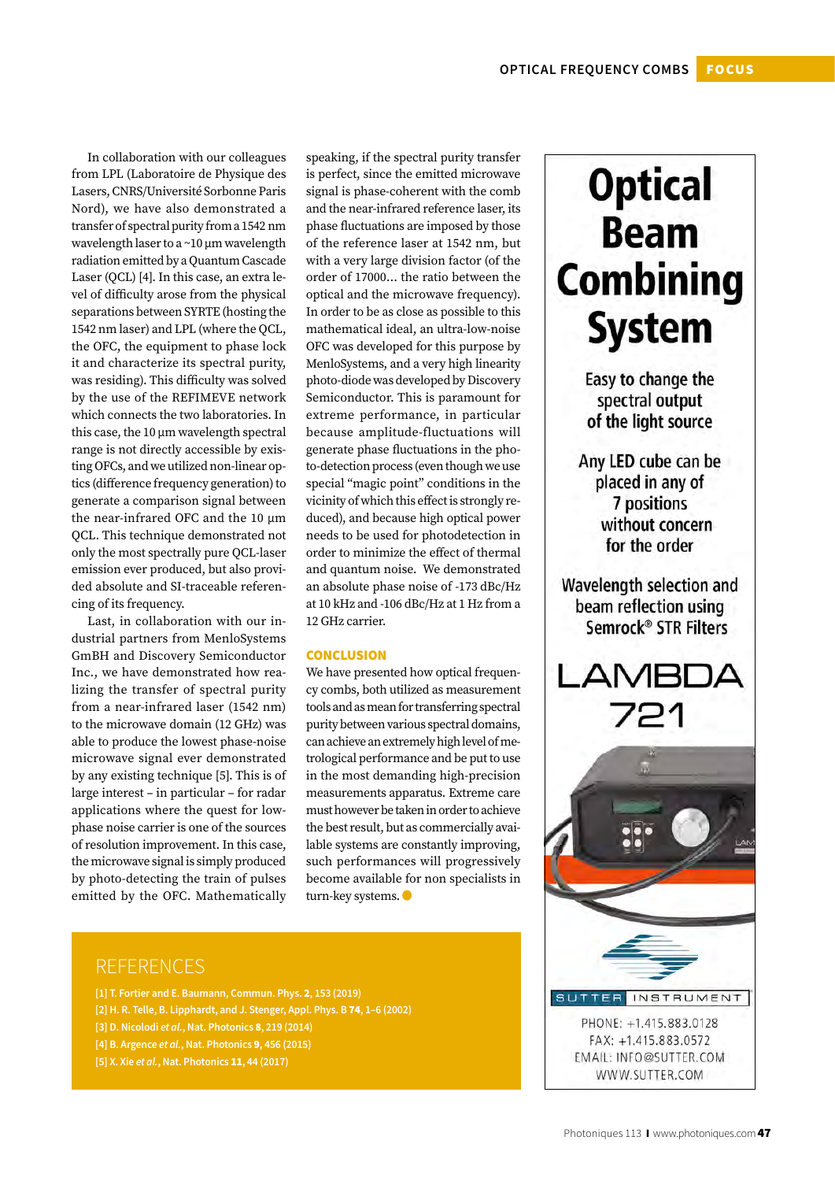In collaboration with our colleagues from LPL (Laboratoire de Physique des Lasers, CNRS/Université Sorbonne Paris Nord), we have also demonstrated a transfer of spectral purity from a 1542 nm wavelength laser to a ~10 µm wavelength radiation emitted by a Quantum Cascade Laser (QCL) [4]. In this case, an extra level of difficulty arose from the physical separations between SYRTE (hosting the 1542 nm laser) and LPL (where the QCL, the OFC, the equipment to phase lock it and characterize its spectral purity, was residing). This difficulty was solved by the use of the REFIMEVE network which connects the two laboratories. In this case, the 10 µm wavelength spectral range is not directly accessible by existing OFCs, and we utilized non-linear optics (difference frequency generation) to generate a comparison signal between the near-infrared OFC and the 10 µm QCL. This technique demonstrated not only the most spectrally pure QCL-laser emission ever produced, but also provided absolute and SI-traceable referencing of its frequency.

Last, in collaboration with our industrial partners from MenloSystems GmbH and Discovery Semiconductor Inc., we have demonstrated how realizing the transfer of spectral purity from a near-infrared laser (1542 nm) to the microwave domain (12 GHz) was able to produce the lowest phase-noise microwave signal ever demonstrated by any existing technique [5]. This is of large interest – in particular – for radar applications where the quest for low-phase noise carrier is one of the sources of resolution improvement. In this case, the microwave signal is simply produced by photo-detecting the train of pulses emitted by the OFC. Mathematically speaking, if the spectral purity transfer is perfect, since the emitted microwave signal is phase-coherent with the comb and the near-infrared reference laser, its phase fluctuations are imposed by those of the reference laser at 1542 nm, but with a very large division factor (of the order of 17000… the ratio between the optical and the microwave frequency). In order to be as close as possible to this mathematical ideal, an ultra-low-noise OFC was developed for this purpose by MenloSystems, and a very high linearity photo-diode was developed by Discovery Semiconductor. This is paramount for extreme performance, in particular because amplitude-fluctuations will generate phase fluctuations in the photo-detection process (even though we use special "magic point" conditions in the vicinity of which this effect is strongly reduced), and because high optical power needs to be used for photodetection in order to minimize the effect of thermal and quantum noise. We demonstrated an absolute phase noise of -173 dBc/Hz at 10 kHz and -106 dBc/Hz at 1 Hz from a 12 GHz carrier.

## CONCLUSION

We have presented how optical frequency combs, both utilized as measurement tools and as mean for transferring spectral purity between various spectral domains, can achieve an extremely high level of metrological performance and be put to use in the most demanding high-precision measurements apparatus. Extreme care must however be taken in order to achieve the best result, but as commercially available systems are constantly improving, such performances will progressively become available for non specialists in turn-key systems.

## REFERENCES

[1] T. Fortier and E. Baumann, Commun. Phys. **2**, 153 (2019)

[2] H. R. Telle, B. Lipphardt, and J. Stenger, Appl. Phys. B **74**, 1–6 (2002)

[3] D. Nicolodi *et al.*, Nat. Photonics **8**, 219 (2014)

[4] B. Argence *et al.*, Nat. Photonics **9**, 456 (2015)

[5] X. Xie *et al.*, Nat. Photonics **11**, 44 (2017)

Optical Beam Combining System

Easy to change the spectral output of the light source

Any LED cube can be placed in any of 7 positions without concern for the order

Wavelength selection and beam reflection using Semrock® STR Filters

LAMBDA 721

SUTTER INSTRUMENT

PHONE: +1.415.883.0128
FAX: +1.415.883.0572
EMAIL: INFO@SUTTER.COM
WWW.SUTTER.COM